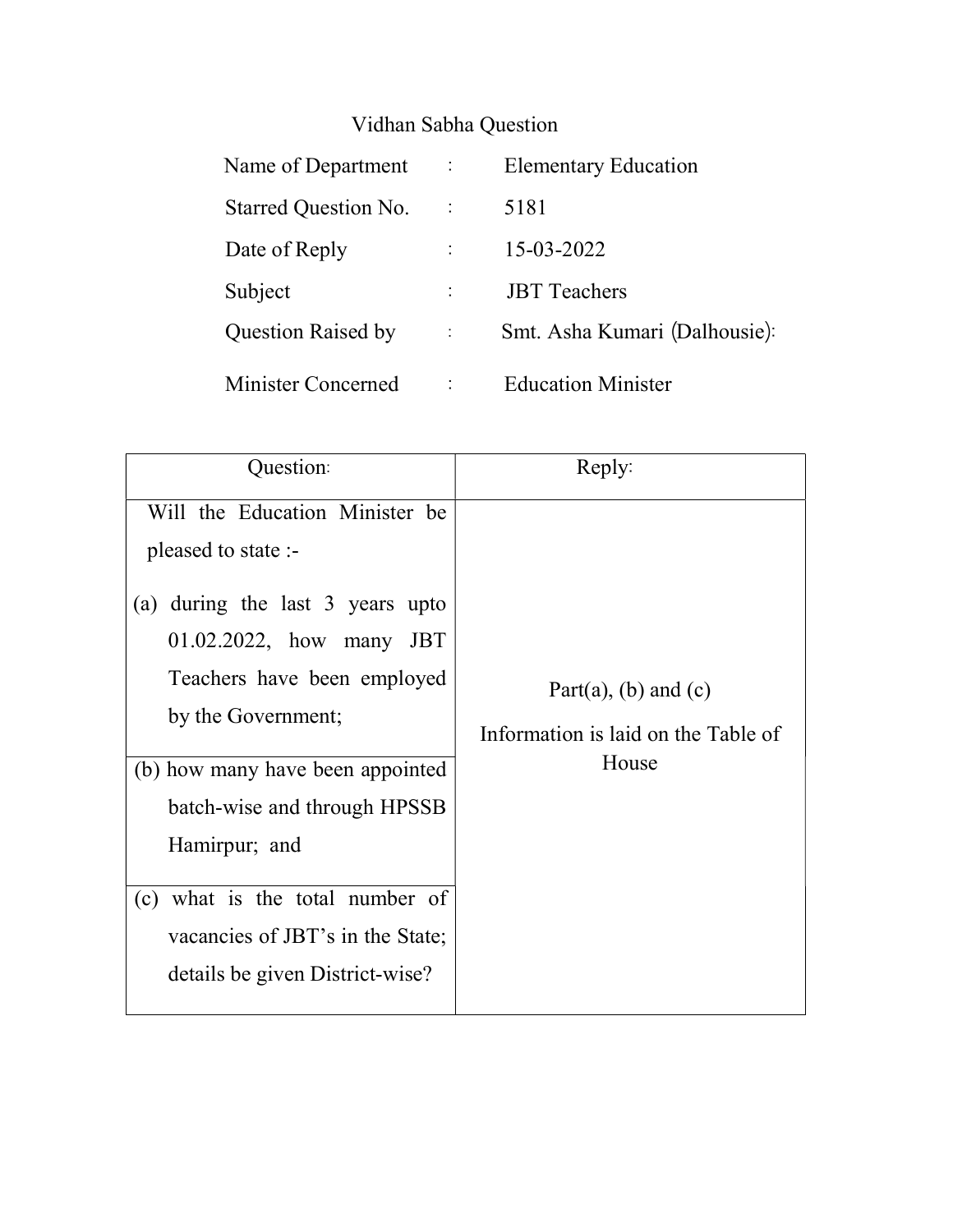# Vidhan Sabha Question

| | | |
|---|---|---|
| Name of Department | : | Elementary Education |
| Starred Question No. | : | 5181 |
| Date of Reply | : | 15-03-2022 |
| Subject | : | JBT Teachers |
| Question Raised by | : | Smt. Asha Kumari (Dalhousie): |
| Minister Concerned | : | Education Minister |

| Question: | Reply: |
|---|---|
| Will the Education Minister be pleased to state :-<br><br>(a) during the last 3 years upto 01.02.2022, how many JBT Teachers have been employed by the Government;<br><br>(b) how many have been appointed batch-wise and through HPSSB Hamirpur; and<br><br>(c) what is the total number of vacancies of JBT's in the State; details be given District-wise? | Part(a), (b) and (c)<br><br>Information is laid on the Table of House |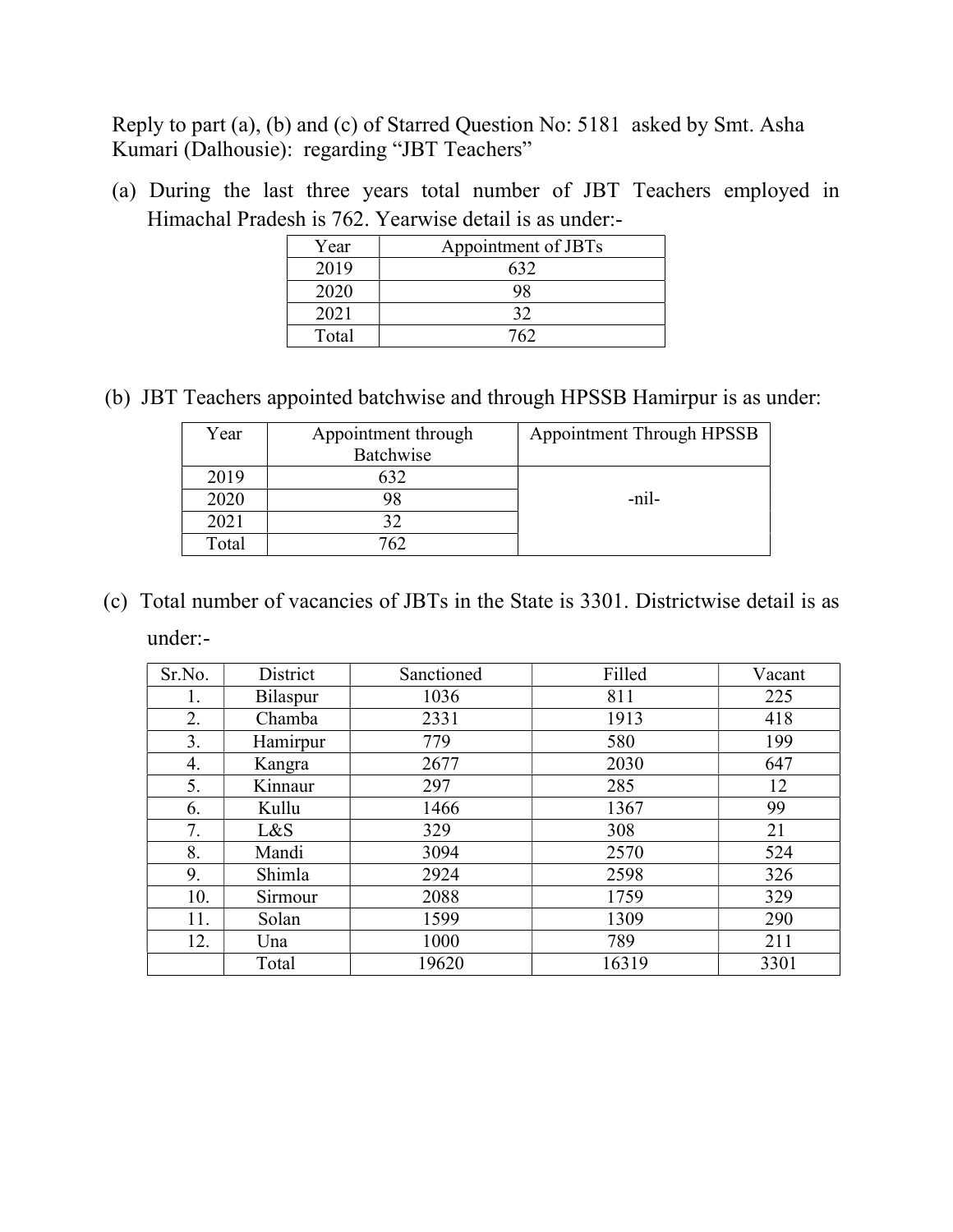Reply to part (a), (b) and (c) of Starred Question No: 5181 asked by Smt. Asha Kumari (Dalhousie): regarding "JBT Teachers"

(a) During the last three years total number of JBT Teachers employed in Himachal Pradesh is 762. Yearwise detail is as under:-

| Year | Appointment of JBTs |
|---|---|
| 2019 | 632 |
| 2020 | 98 |
| 2021 | 32 |
| Total | 762 |

(b) JBT Teachers appointed batchwise and through HPSSB Hamirpur is as under:

| Year | Appointment through Batchwise | Appointment Through HPSSB |
|---|---|---|
| 2019 | 632 | -nil- |
| 2020 | 98 | |
| 2021 | 32 | |
| Total | 762 | |

(c) Total number of vacancies of JBTs in the State is 3301. Districtwise detail is as under:-

| Sr.No. | District | Sanctioned | Filled | Vacant |
|---|---|---|---|---|
| 1. | Bilaspur | 1036 | 811 | 225 |
| 2. | Chamba | 2331 | 1913 | 418 |
| 3. | Hamirpur | 779 | 580 | 199 |
| 4. | Kangra | 2677 | 2030 | 647 |
| 5. | Kinnaur | 297 | 285 | 12 |
| 6. | Kullu | 1466 | 1367 | 99 |
| 7. | L&S | 329 | 308 | 21 |
| 8. | Mandi | 3094 | 2570 | 524 |
| 9. | Shimla | 2924 | 2598 | 326 |
| 10. | Sirmour | 2088 | 1759 | 329 |
| 11. | Solan | 1599 | 1309 | 290 |
| 12. | Una | 1000 | 789 | 211 |
| | Total | 19620 | 16319 | 3301 |